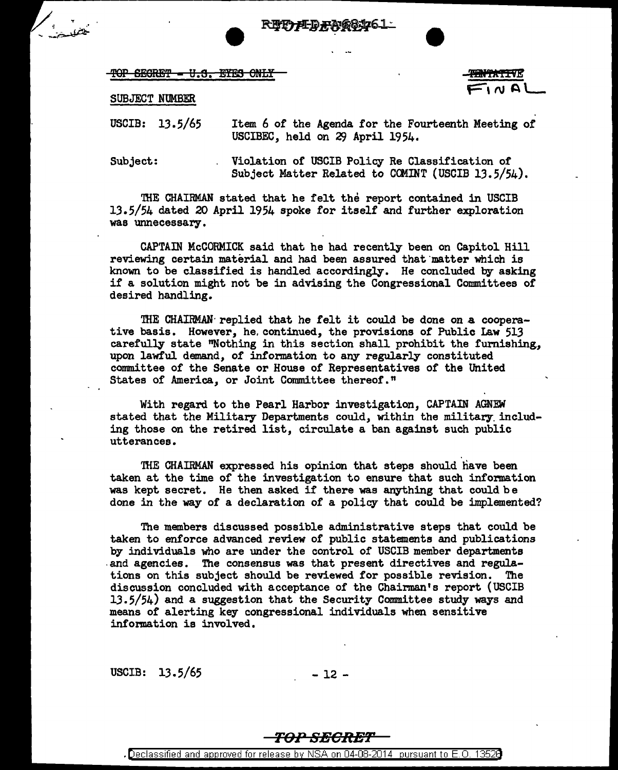~~TOP SECRET - U.S. EYES ONLY~~

~~TENTATIVE~~ FINAL

SUBJECT NUMBER

USCIB: 13.5/65 Item 6 of the Agenda for the Fourteenth Meeting of USCIBEC, held on 29 April 1954.

Subject: Violation of USCIB Policy Re Classification of Subject Matter Related to COMINT (USCIB 13.5/54).

THE CHAIRMAN stated that he felt the report contained in USCIB 13.5/54 dated 20 April 1954 spoke for itself and further exploration was unnecessary.

CAPTAIN McCORMICK said that he had recently been on Capitol Hill reviewing certain material and had been assured that matter which is known to be classified is handled accordingly. He concluded by asking if a solution might not be in advising the Congressional Committees of desired handling.

THE CHAIRMAN replied that he felt it could be done on a cooperative basis. However, he continued, the provisions of Public Law 513 carefully state "Nothing in this section shall prohibit the furnishing, upon lawful demand, of information to any regularly constituted committee of the Senate or House of Representatives of the United States of America, or Joint Committee thereof."

With regard to the Pearl Harbor investigation, CAPTAIN AGNEW stated that the Military Departments could, within the military including those on the retired list, circulate a ban against such public utterances.

THE CHAIRMAN expressed his opinion that steps should have been taken at the time of the investigation to ensure that such information was kept secret. He then asked if there was anything that could be done in the way of a declaration of a policy that could be implemented?

The members discussed possible administrative steps that could be taken to enforce advanced review of public statements and publications by individuals who are under the control of USCIB member departments and agencies. The consensus was that present directives and regulations on this subject should be reviewed for possible revision. The discussion concluded with acceptance of the Chairman's report (USCIB 13.5/54) and a suggestion that the Security Committee study ways and means of alerting key congressional individuals when sensitive information is involved.

USCIB: 13.5/65

TOP SECRET

Declassified and approved for release by NSA on 04-08-2014 pursuant to E.O. 13526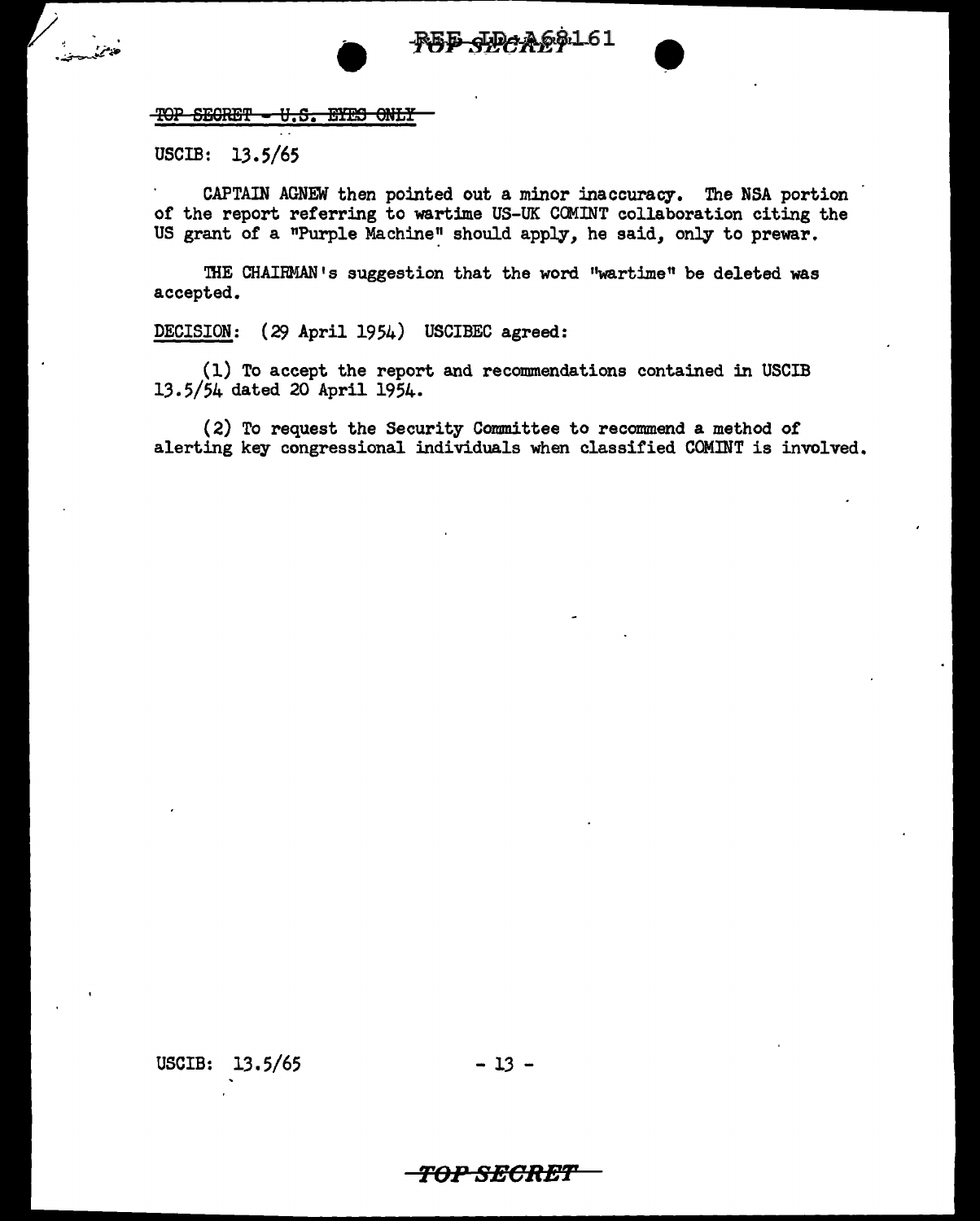TOP SECRET - U.S. EYES ONLY

USCIB: 13.5/65

CAPTAIN AGNEW then pointed out a minor inaccuracy. The NSA portion of the report referring to wartime US-UK COMINT collaboration citing the US grant of a "Purple Machine" should apply, he said, only to prewar.

THE CHAIRMAN's suggestion that the word "wartime" be deleted was accepted.

DECISION: (29 April 1954) USCIBEC agreed:

(1) To accept the report and recommendations contained in USCIB 13.5/54 dated 20 April 1954.

(2) To request the Security Committee to recommend a method of alerting key congressional individuals when classified COMINT is involved.

USCIB: 13.5/65

TOP SECRET